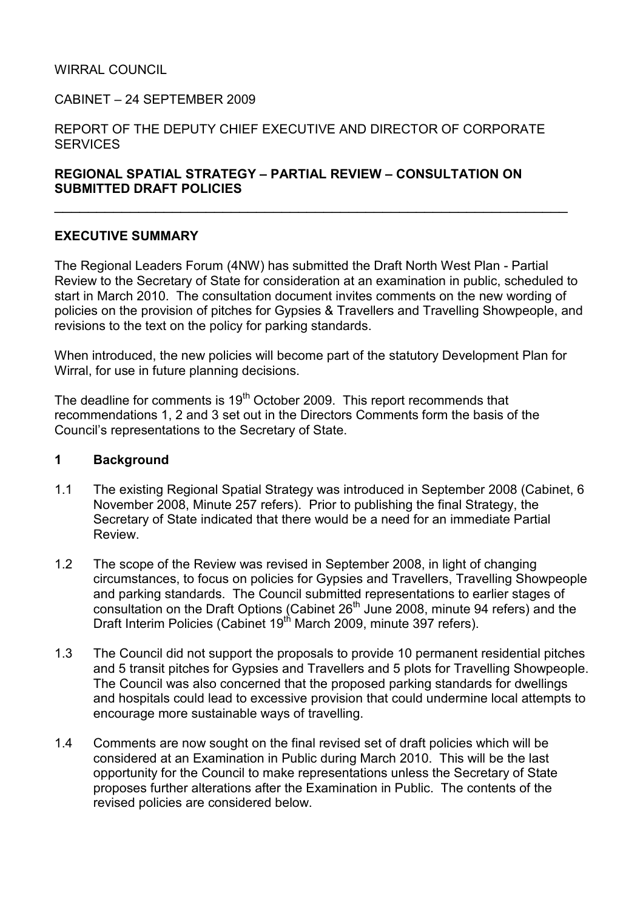WIRRAL COUNCIL

CABINET – 24 SEPTEMBER 2009

REPORT OF THE DEPUTY CHIEF EXECUTIVE AND DIRECTOR OF CORPORATE SERVICES

**REGIONAL SPATIAL STRATEGY – PARTIAL REVIEW – CONSULTATION ON SUBMITTED DRAFT POLICIES**

---

## EXECUTIVE SUMMARY

The Regional Leaders Forum (4NW) has submitted the Draft North West Plan - Partial Review to the Secretary of State for consideration at an examination in public, scheduled to start in March 2010. The consultation document invites comments on the new wording of policies on the provision of pitches for Gypsies & Travellers and Travelling Showpeople, and revisions to the text on the policy for parking standards.

When introduced, the new policies will become part of the statutory Development Plan for Wirral, for use in future planning decisions.

The deadline for comments is 19th October 2009. This report recommends that recommendations 1, 2 and 3 set out in the Directors Comments form the basis of the Council's representations to the Secretary of State.

## 1 Background

1.1 The existing Regional Spatial Strategy was introduced in September 2008 (Cabinet, 6 November 2008, Minute 257 refers). Prior to publishing the final Strategy, the Secretary of State indicated that there would be a need for an immediate Partial Review.

1.2 The scope of the Review was revised in September 2008, in light of changing circumstances, to focus on policies for Gypsies and Travellers, Travelling Showpeople and parking standards. The Council submitted representations to earlier stages of consultation on the Draft Options (Cabinet 26th June 2008, minute 94 refers) and the Draft Interim Policies (Cabinet 19th March 2009, minute 397 refers).

1.3 The Council did not support the proposals to provide 10 permanent residential pitches and 5 transit pitches for Gypsies and Travellers and 5 plots for Travelling Showpeople. The Council was also concerned that the proposed parking standards for dwellings and hospitals could lead to excessive provision that could undermine local attempts to encourage more sustainable ways of travelling.

1.4 Comments are now sought on the final revised set of draft policies which will be considered at an Examination in Public during March 2010. This will be the last opportunity for the Council to make representations unless the Secretary of State proposes further alterations after the Examination in Public. The contents of the revised policies are considered below.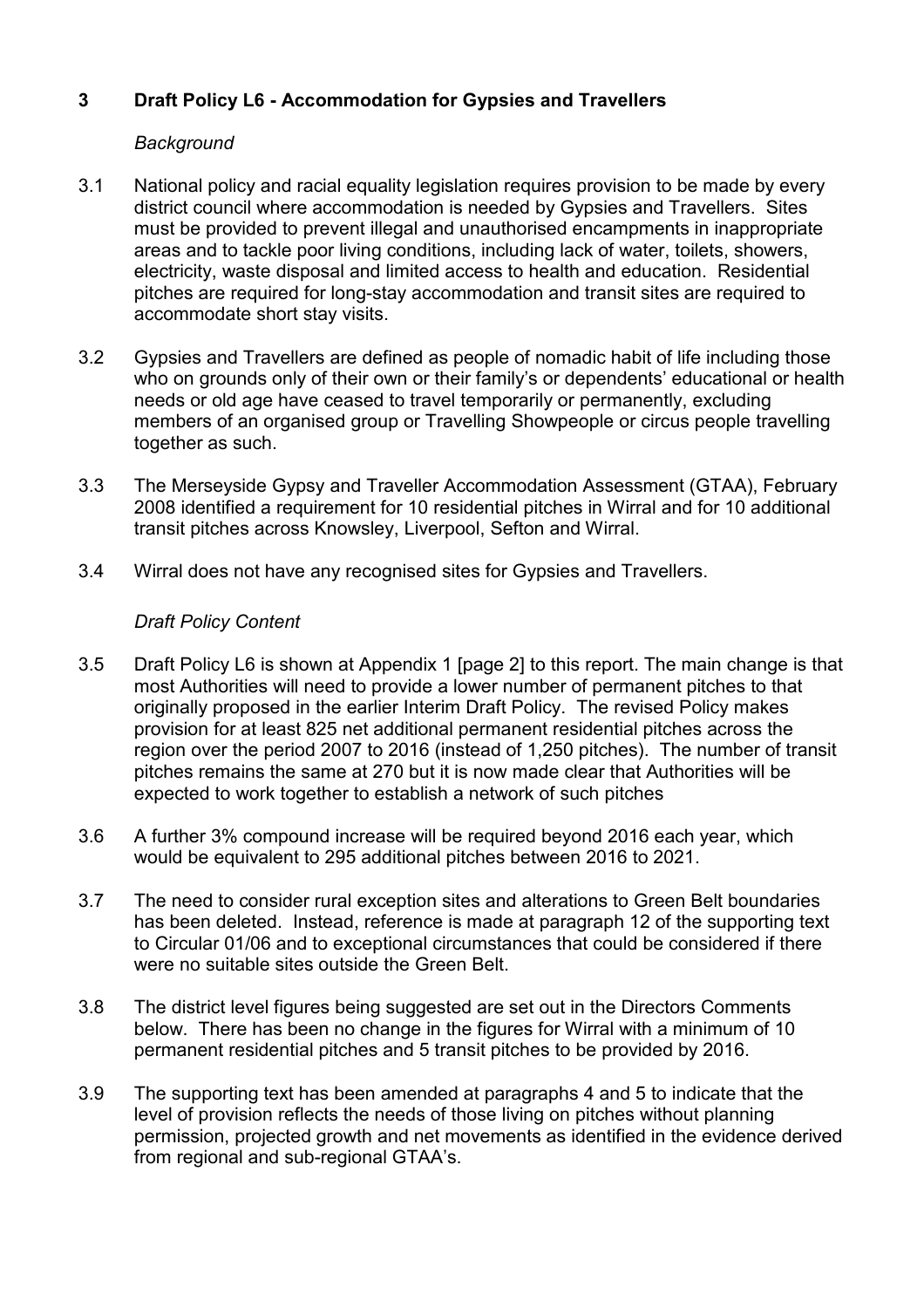## 3 Draft Policy L6 - Accommodation for Gypsies and Travellers

*Background*

3.1 National policy and racial equality legislation requires provision to be made by every district council where accommodation is needed by Gypsies and Travellers. Sites must be provided to prevent illegal and unauthorised encampments in inappropriate areas and to tackle poor living conditions, including lack of water, toilets, showers, electricity, waste disposal and limited access to health and education. Residential pitches are required for long-stay accommodation and transit sites are required to accommodate short stay visits.

3.2 Gypsies and Travellers are defined as people of nomadic habit of life including those who on grounds only of their own or their family's or dependents' educational or health needs or old age have ceased to travel temporarily or permanently, excluding members of an organised group or Travelling Showpeople or circus people travelling together as such.

3.3 The Merseyside Gypsy and Traveller Accommodation Assessment (GTAA), February 2008 identified a requirement for 10 residential pitches in Wirral and for 10 additional transit pitches across Knowsley, Liverpool, Sefton and Wirral.

3.4 Wirral does not have any recognised sites for Gypsies and Travellers.

*Draft Policy Content*

3.5 Draft Policy L6 is shown at Appendix 1 [page 2] to this report. The main change is that most Authorities will need to provide a lower number of permanent pitches to that originally proposed in the earlier Interim Draft Policy. The revised Policy makes provision for at least 825 net additional permanent residential pitches across the region over the period 2007 to 2016 (instead of 1,250 pitches). The number of transit pitches remains the same at 270 but it is now made clear that Authorities will be expected to work together to establish a network of such pitches

3.6 A further 3% compound increase will be required beyond 2016 each year, which would be equivalent to 295 additional pitches between 2016 to 2021.

3.7 The need to consider rural exception sites and alterations to Green Belt boundaries has been deleted. Instead, reference is made at paragraph 12 of the supporting text to Circular 01/06 and to exceptional circumstances that could be considered if there were no suitable sites outside the Green Belt.

3.8 The district level figures being suggested are set out in the Directors Comments below. There has been no change in the figures for Wirral with a minimum of 10 permanent residential pitches and 5 transit pitches to be provided by 2016.

3.9 The supporting text has been amended at paragraphs 4 and 5 to indicate that the level of provision reflects the needs of those living on pitches without planning permission, projected growth and net movements as identified in the evidence derived from regional and sub-regional GTAA's.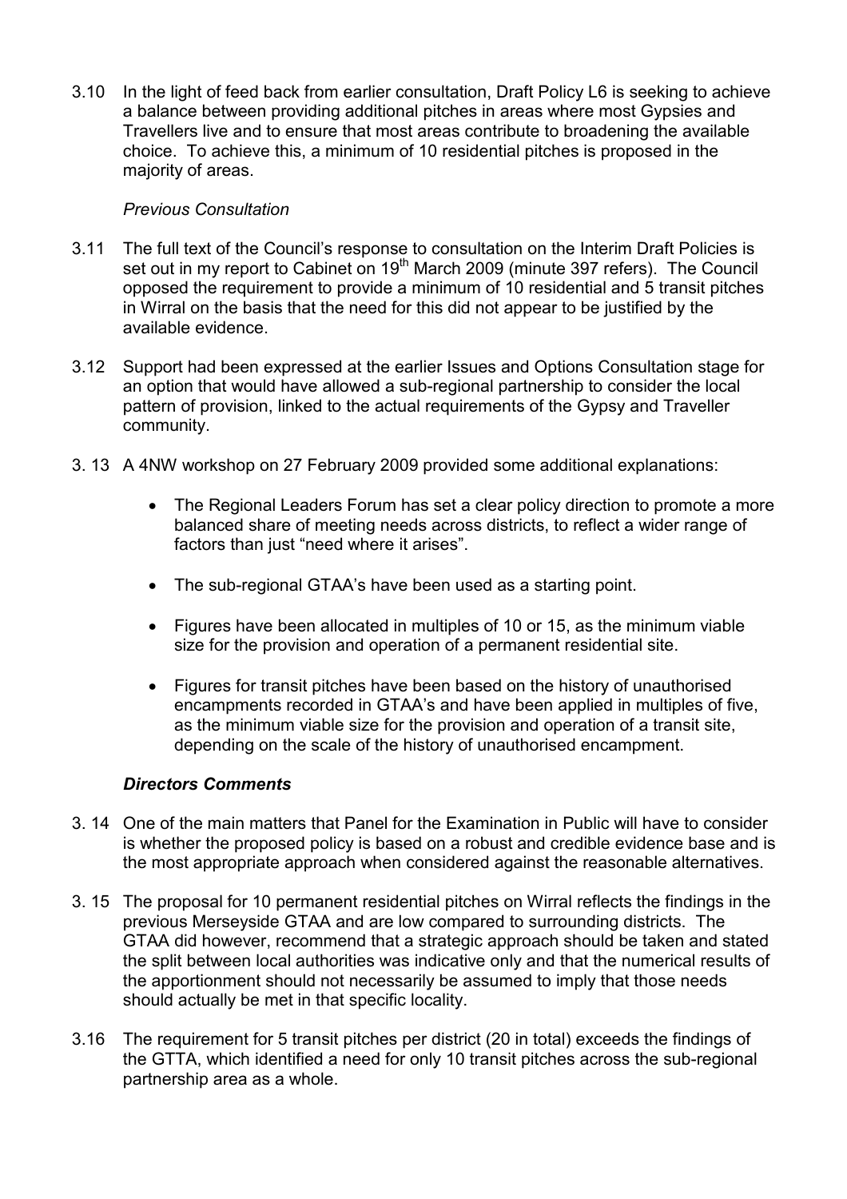3.10 In the light of feed back from earlier consultation, Draft Policy L6 is seeking to achieve a balance between providing additional pitches in areas where most Gypsies and Travellers live and to ensure that most areas contribute to broadening the available choice. To achieve this, a minimum of 10 residential pitches is proposed in the majority of areas.

*Previous Consultation*

3.11 The full text of the Council's response to consultation on the Interim Draft Policies is set out in my report to Cabinet on 19th March 2009 (minute 397 refers). The Council opposed the requirement to provide a minimum of 10 residential and 5 transit pitches in Wirral on the basis that the need for this did not appear to be justified by the available evidence.

3.12 Support had been expressed at the earlier Issues and Options Consultation stage for an option that would have allowed a sub-regional partnership to consider the local pattern of provision, linked to the actual requirements of the Gypsy and Traveller community.

3. 13 A 4NW workshop on 27 February 2009 provided some additional explanations:

- The Regional Leaders Forum has set a clear policy direction to promote a more balanced share of meeting needs across districts, to reflect a wider range of factors than just "need where it arises".
- The sub-regional GTAA's have been used as a starting point.
- Figures have been allocated in multiples of 10 or 15, as the minimum viable size for the provision and operation of a permanent residential site.
- Figures for transit pitches have been based on the history of unauthorised encampments recorded in GTAA's and have been applied in multiples of five, as the minimum viable size for the provision and operation of a transit site, depending on the scale of the history of unauthorised encampment.

***Directors Comments***

3. 14 One of the main matters that Panel for the Examination in Public will have to consider is whether the proposed policy is based on a robust and credible evidence base and is the most appropriate approach when considered against the reasonable alternatives.

3. 15 The proposal for 10 permanent residential pitches on Wirral reflects the findings in the previous Merseyside GTAA and are low compared to surrounding districts. The GTAA did however, recommend that a strategic approach should be taken and stated the split between local authorities was indicative only and that the numerical results of the apportionment should not necessarily be assumed to imply that those needs should actually be met in that specific locality.

3.16 The requirement for 5 transit pitches per district (20 in total) exceeds the findings of the GTTA, which identified a need for only 10 transit pitches across the sub-regional partnership area as a whole.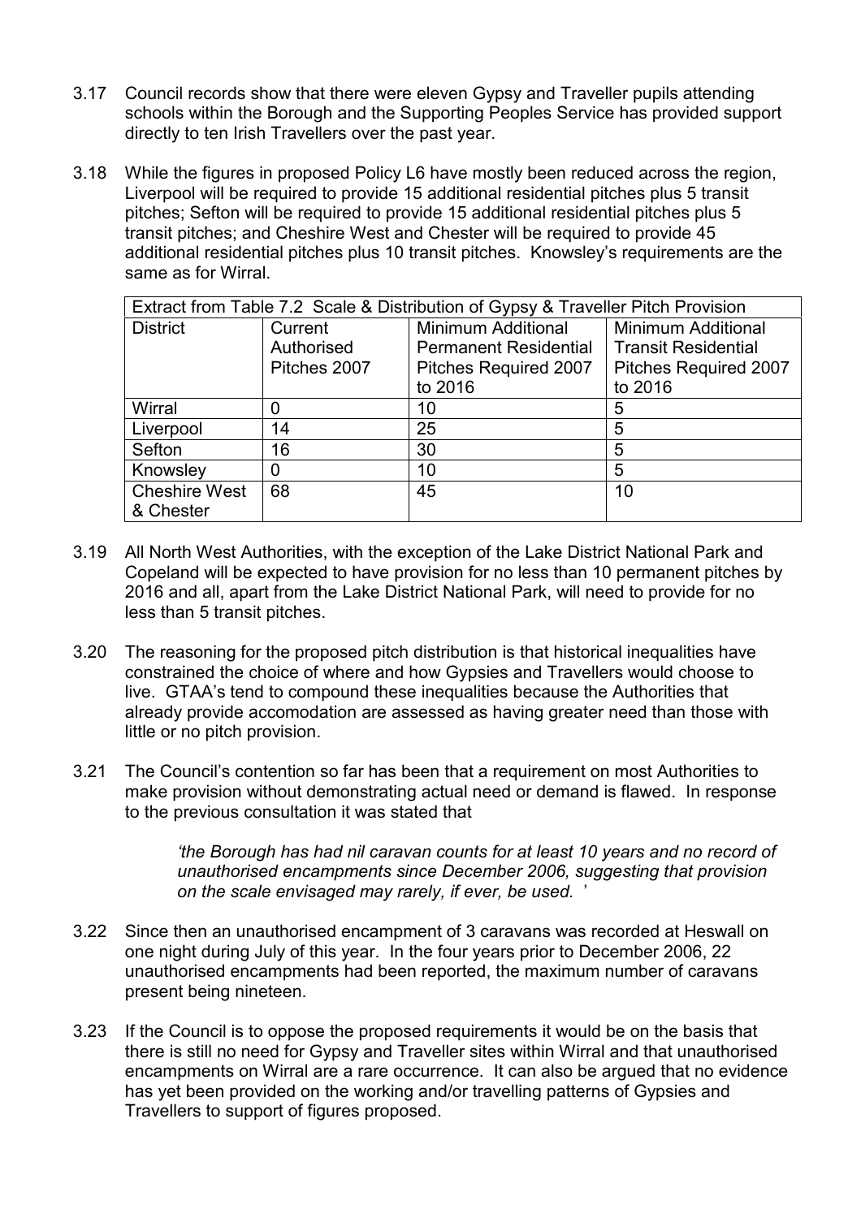3.17 Council records show that there were eleven Gypsy and Traveller pupils attending schools within the Borough and the Supporting Peoples Service has provided support directly to ten Irish Travellers over the past year.

3.18 While the figures in proposed Policy L6 have mostly been reduced across the region, Liverpool will be required to provide 15 additional residential pitches plus 5 transit pitches; Sefton will be required to provide 15 additional residential pitches plus 5 transit pitches; and Cheshire West and Chester will be required to provide 45 additional residential pitches plus 10 transit pitches. Knowsley's requirements are the same as for Wirral.

| Extract from Table 7.2 Scale & Distribution of Gypsy & Traveller Pitch Provision | | | |
|---|---|---|---|
| District | Current Authorised Pitches 2007 | Minimum Additional Permanent Residential Pitches Required 2007 to 2016 | Minimum Additional Transit Residential Pitches Required 2007 to 2016 |
| Wirral | 0 | 10 | 5 |
| Liverpool | 14 | 25 | 5 |
| Sefton | 16 | 30 | 5 |
| Knowsley | 0 | 10 | 5 |
| Cheshire West & Chester | 68 | 45 | 10 |

3.19 All North West Authorities, with the exception of the Lake District National Park and Copeland will be expected to have provision for no less than 10 permanent pitches by 2016 and all, apart from the Lake District National Park, will need to provide for no less than 5 transit pitches.

3.20 The reasoning for the proposed pitch distribution is that historical inequalities have constrained the choice of where and how Gypsies and Travellers would choose to live. GTAA's tend to compound these inequalities because the Authorities that already provide accomodation are assessed as having greater need than those with little or no pitch provision.

3.21 The Council's contention so far has been that a requirement on most Authorities to make provision without demonstrating actual need or demand is flawed. In response to the previous consultation it was stated that

> *'the Borough has had nil caravan counts for at least 10 years and no record of unauthorised encampments since December 2006, suggesting that provision on the scale envisaged may rarely, if ever, be used.* '

3.22 Since then an unauthorised encampment of 3 caravans was recorded at Heswall on one night during July of this year. In the four years prior to December 2006, 22 unauthorised encampments had been reported, the maximum number of caravans present being nineteen.

3.23 If the Council is to oppose the proposed requirements it would be on the basis that there is still no need for Gypsy and Traveller sites within Wirral and that unauthorised encampments on Wirral are a rare occurrence. It can also be argued that no evidence has yet been provided on the working and/or travelling patterns of Gypsies and Travellers to support of figures proposed.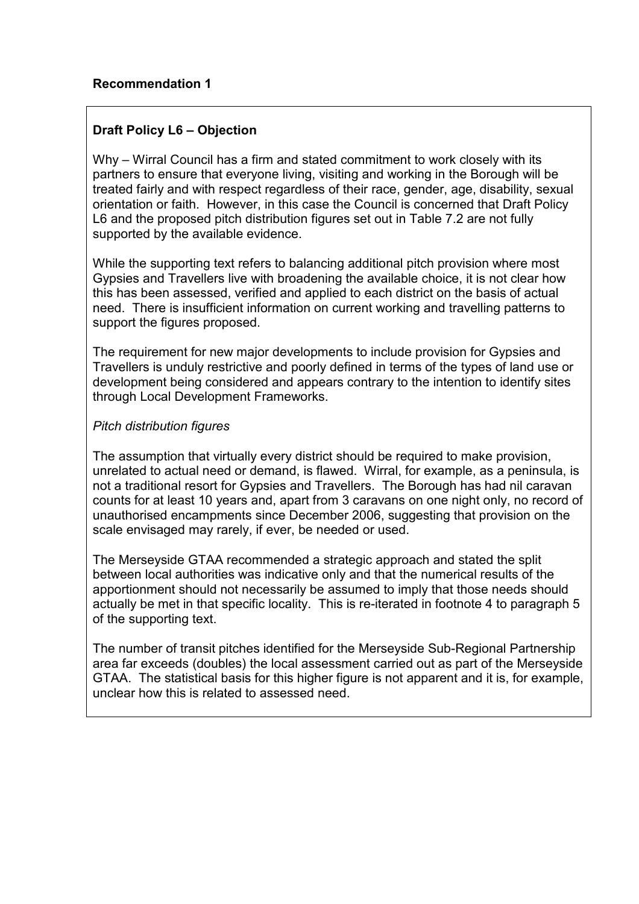**Recommendation 1**

**Draft Policy L6 – Objection**

Why – Wirral Council has a firm and stated commitment to work closely with its partners to ensure that everyone living, visiting and working in the Borough will be treated fairly and with respect regardless of their race, gender, age, disability, sexual orientation or faith. However, in this case the Council is concerned that Draft Policy L6 and the proposed pitch distribution figures set out in Table 7.2 are not fully supported by the available evidence.

While the supporting text refers to balancing additional pitch provision where most Gypsies and Travellers live with broadening the available choice, it is not clear how this has been assessed, verified and applied to each district on the basis of actual need. There is insufficient information on current working and travelling patterns to support the figures proposed.

The requirement for new major developments to include provision for Gypsies and Travellers is unduly restrictive and poorly defined in terms of the types of land use or development being considered and appears contrary to the intention to identify sites through Local Development Frameworks.

*Pitch distribution figures*

The assumption that virtually every district should be required to make provision, unrelated to actual need or demand, is flawed. Wirral, for example, as a peninsula, is not a traditional resort for Gypsies and Travellers. The Borough has had nil caravan counts for at least 10 years and, apart from 3 caravans on one night only, no record of unauthorised encampments since December 2006, suggesting that provision on the scale envisaged may rarely, if ever, be needed or used.

The Merseyside GTAA recommended a strategic approach and stated the split between local authorities was indicative only and that the numerical results of the apportionment should not necessarily be assumed to imply that those needs should actually be met in that specific locality. This is re-iterated in footnote 4 to paragraph 5 of the supporting text.

The number of transit pitches identified for the Merseyside Sub-Regional Partnership area far exceeds (doubles) the local assessment carried out as part of the Merseyside GTAA. The statistical basis for this higher figure is not apparent and it is, for example, unclear how this is related to assessed need.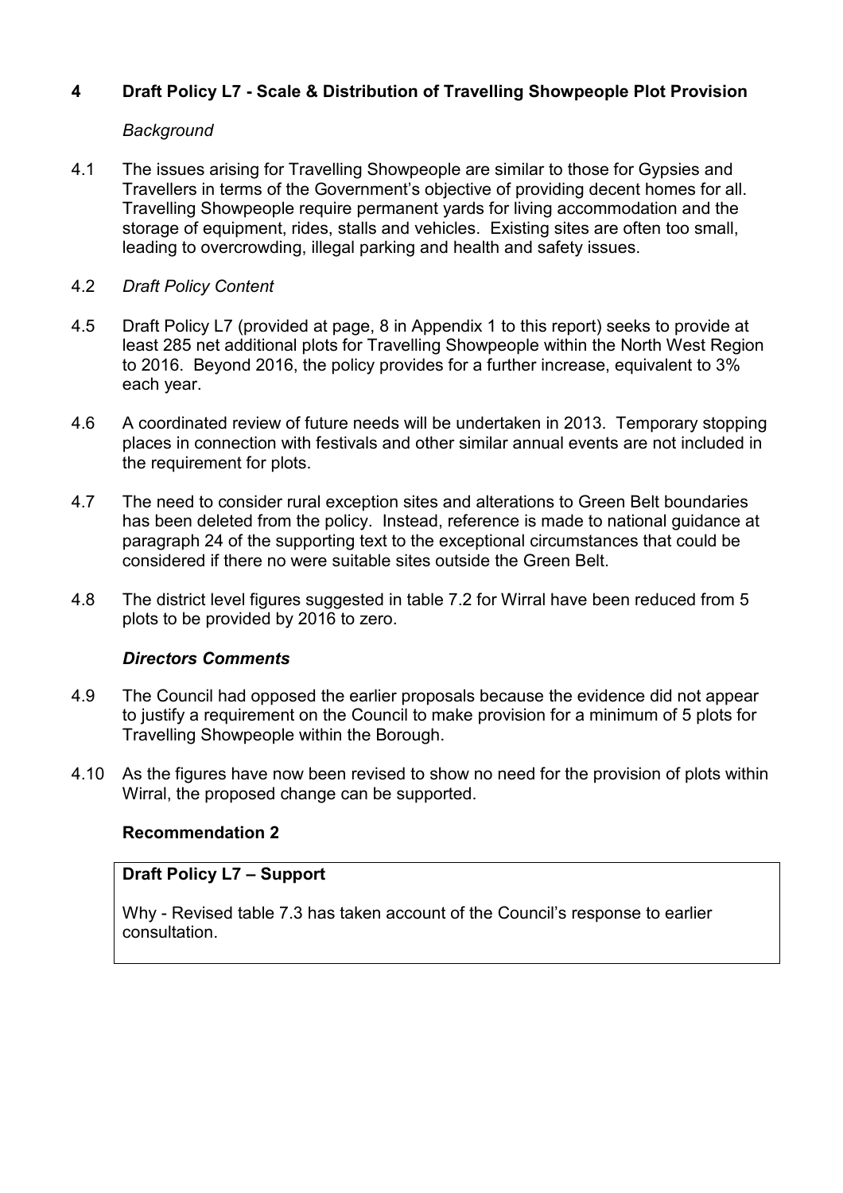## 4 Draft Policy L7 - Scale & Distribution of Travelling Showpeople Plot Provision

*Background*

4.1 The issues arising for Travelling Showpeople are similar to those for Gypsies and Travellers in terms of the Government's objective of providing decent homes for all. Travelling Showpeople require permanent yards for living accommodation and the storage of equipment, rides, stalls and vehicles. Existing sites are often too small, leading to overcrowding, illegal parking and health and safety issues.

4.2 *Draft Policy Content*

4.5 Draft Policy L7 (provided at page, 8 in Appendix 1 to this report) seeks to provide at least 285 net additional plots for Travelling Showpeople within the North West Region to 2016. Beyond 2016, the policy provides for a further increase, equivalent to 3% each year.

4.6 A coordinated review of future needs will be undertaken in 2013. Temporary stopping places in connection with festivals and other similar annual events are not included in the requirement for plots.

4.7 The need to consider rural exception sites and alterations to Green Belt boundaries has been deleted from the policy. Instead, reference is made to national guidance at paragraph 24 of the supporting text to the exceptional circumstances that could be considered if there no were suitable sites outside the Green Belt.

4.8 The district level figures suggested in table 7.2 for Wirral have been reduced from 5 plots to be provided by 2016 to zero.

***Directors Comments***

4.9 The Council had opposed the earlier proposals because the evidence did not appear to justify a requirement on the Council to make provision for a minimum of 5 plots for Travelling Showpeople within the Borough.

4.10 As the figures have now been revised to show no need for the provision of plots within Wirral, the proposed change can be supported.

**Recommendation 2**

**Draft Policy L7 – Support**

Why - Revised table 7.3 has taken account of the Council's response to earlier consultation.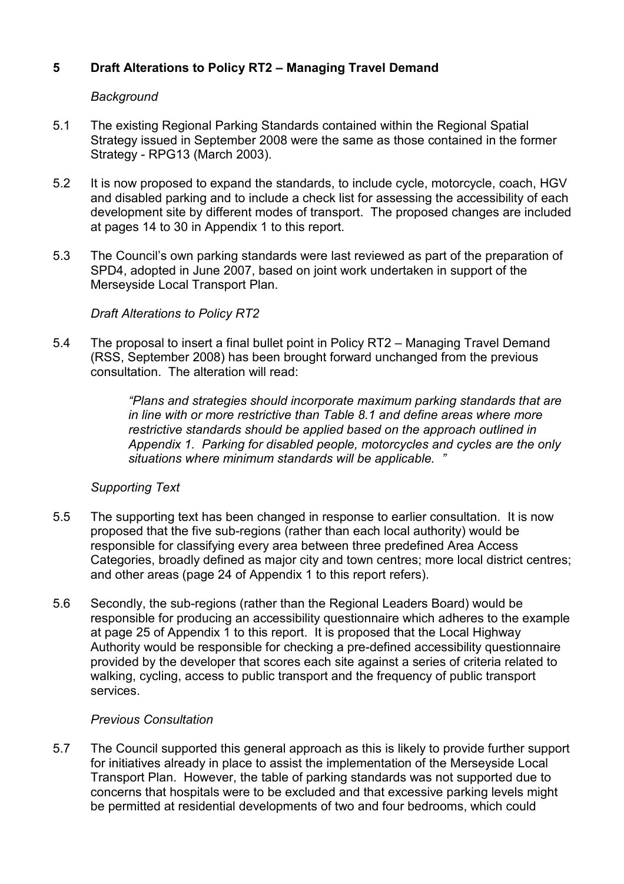## 5 Draft Alterations to Policy RT2 – Managing Travel Demand

*Background*

5.1 The existing Regional Parking Standards contained within the Regional Spatial Strategy issued in September 2008 were the same as those contained in the former Strategy - RPG13 (March 2003).

5.2 It is now proposed to expand the standards, to include cycle, motorcycle, coach, HGV and disabled parking and to include a check list for assessing the accessibility of each development site by different modes of transport. The proposed changes are included at pages 14 to 30 in Appendix 1 to this report.

5.3 The Council's own parking standards were last reviewed as part of the preparation of SPD4, adopted in June 2007, based on joint work undertaken in support of the Merseyside Local Transport Plan.

*Draft Alterations to Policy RT2*

5.4 The proposal to insert a final bullet point in Policy RT2 – Managing Travel Demand (RSS, September 2008) has been brought forward unchanged from the previous consultation. The alteration will read:

> *"Plans and strategies should incorporate maximum parking standards that are in line with or more restrictive than Table 8.1 and define areas where more restrictive standards should be applied based on the approach outlined in Appendix 1. Parking for disabled people, motorcycles and cycles are the only situations where minimum standards will be applicable. "*

*Supporting Text*

5.5 The supporting text has been changed in response to earlier consultation. It is now proposed that the five sub-regions (rather than each local authority) would be responsible for classifying every area between three predefined Area Access Categories, broadly defined as major city and town centres; more local district centres; and other areas (page 24 of Appendix 1 to this report refers).

5.6 Secondly, the sub-regions (rather than the Regional Leaders Board) would be responsible for producing an accessibility questionnaire which adheres to the example at page 25 of Appendix 1 to this report. It is proposed that the Local Highway Authority would be responsible for checking a pre-defined accessibility questionnaire provided by the developer that scores each site against a series of criteria related to walking, cycling, access to public transport and the frequency of public transport services.

*Previous Consultation*

5.7 The Council supported this general approach as this is likely to provide further support for initiatives already in place to assist the implementation of the Merseyside Local Transport Plan. However, the table of parking standards was not supported due to concerns that hospitals were to be excluded and that excessive parking levels might be permitted at residential developments of two and four bedrooms, which could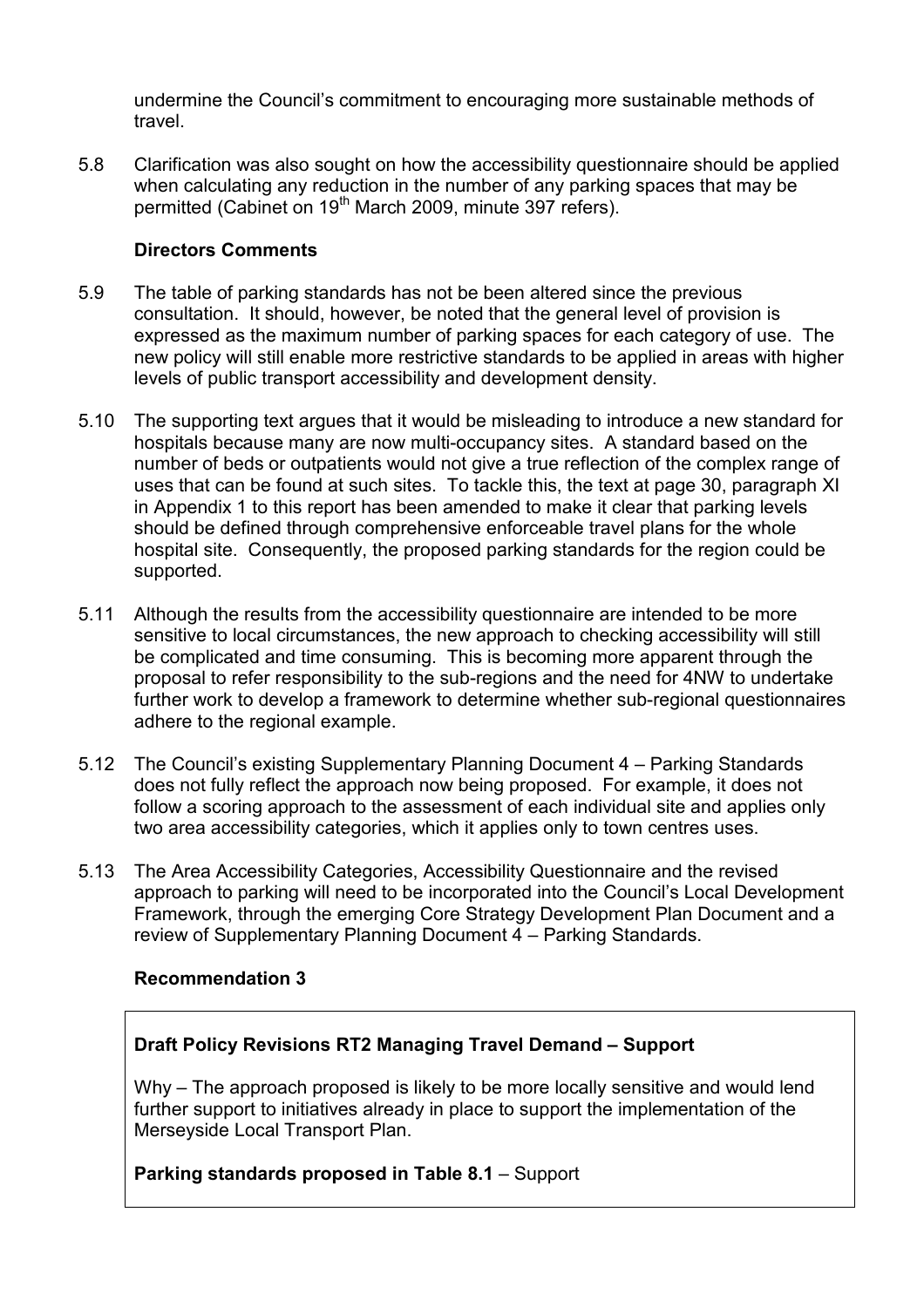undermine the Council's commitment to encouraging more sustainable methods of travel.

5.8 Clarification was also sought on how the accessibility questionnaire should be applied when calculating any reduction in the number of any parking spaces that may be permitted (Cabinet on 19th March 2009, minute 397 refers).

**Directors Comments**

5.9 The table of parking standards has not be been altered since the previous consultation. It should, however, be noted that the general level of provision is expressed as the maximum number of parking spaces for each category of use. The new policy will still enable more restrictive standards to be applied in areas with higher levels of public transport accessibility and development density.

5.10 The supporting text argues that it would be misleading to introduce a new standard for hospitals because many are now multi-occupancy sites. A standard based on the number of beds or outpatients would not give a true reflection of the complex range of uses that can be found at such sites. To tackle this, the text at page 30, paragraph XI in Appendix 1 to this report has been amended to make it clear that parking levels should be defined through comprehensive enforceable travel plans for the whole hospital site. Consequently, the proposed parking standards for the region could be supported.

5.11 Although the results from the accessibility questionnaire are intended to be more sensitive to local circumstances, the new approach to checking accessibility will still be complicated and time consuming. This is becoming more apparent through the proposal to refer responsibility to the sub-regions and the need for 4NW to undertake further work to develop a framework to determine whether sub-regional questionnaires adhere to the regional example.

5.12 The Council's existing Supplementary Planning Document 4 – Parking Standards does not fully reflect the approach now being proposed. For example, it does not follow a scoring approach to the assessment of each individual site and applies only two area accessibility categories, which it applies only to town centres uses.

5.13 The Area Accessibility Categories, Accessibility Questionnaire and the revised approach to parking will need to be incorporated into the Council's Local Development Framework, through the emerging Core Strategy Development Plan Document and a review of Supplementary Planning Document 4 – Parking Standards.

**Recommendation 3**

**Draft Policy Revisions RT2 Managing Travel Demand – Support**

Why – The approach proposed is likely to be more locally sensitive and would lend further support to initiatives already in place to support the implementation of the Merseyside Local Transport Plan.

**Parking standards proposed in Table 8.1** – Support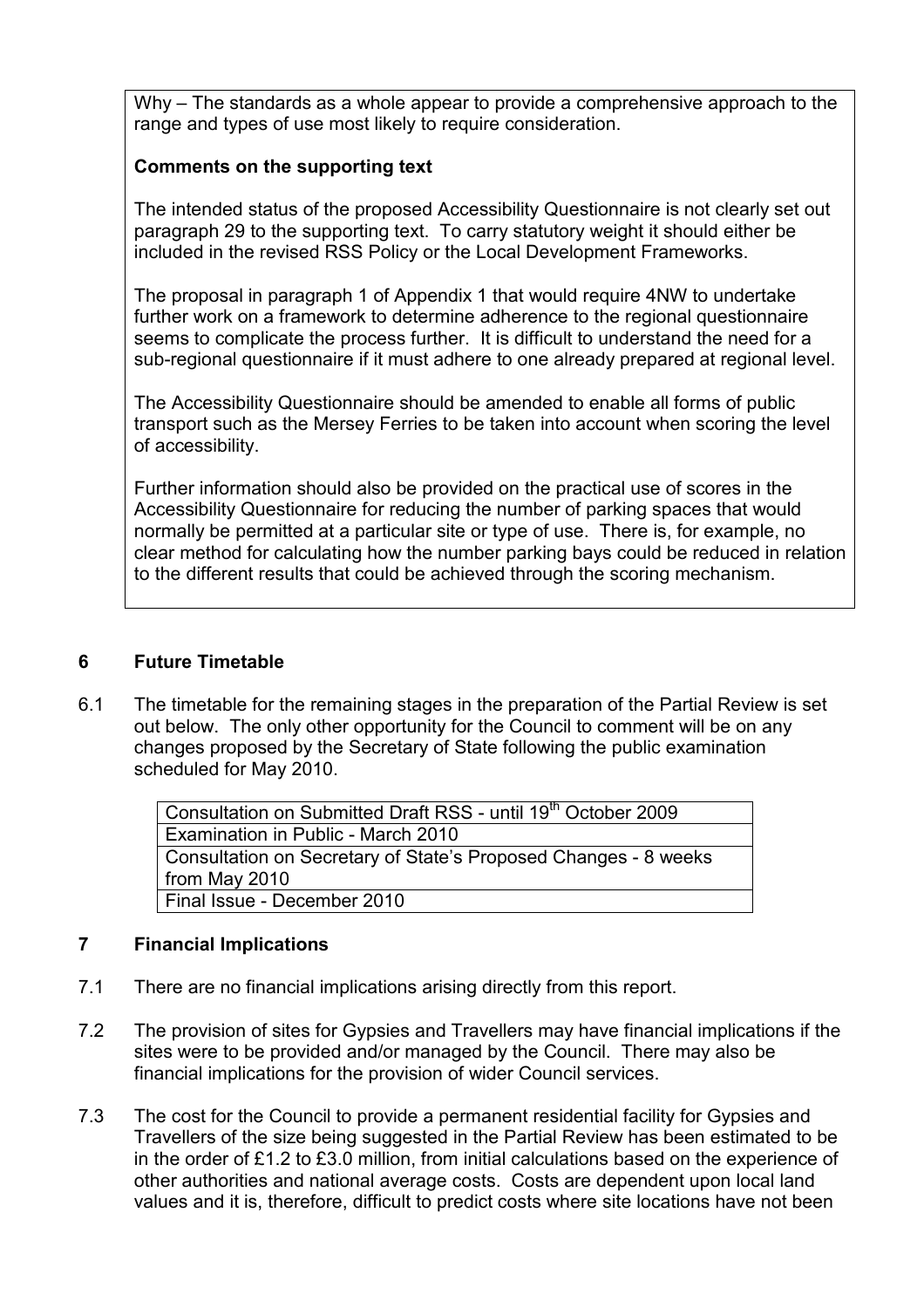Why – The standards as a whole appear to provide a comprehensive approach to the range and types of use most likely to require consideration.

**Comments on the supporting text**

The intended status of the proposed Accessibility Questionnaire is not clearly set out paragraph 29 to the supporting text. To carry statutory weight it should either be included in the revised RSS Policy or the Local Development Frameworks.

The proposal in paragraph 1 of Appendix 1 that would require 4NW to undertake further work on a framework to determine adherence to the regional questionnaire seems to complicate the process further. It is difficult to understand the need for a sub-regional questionnaire if it must adhere to one already prepared at regional level.

The Accessibility Questionnaire should be amended to enable all forms of public transport such as the Mersey Ferries to be taken into account when scoring the level of accessibility.

Further information should also be provided on the practical use of scores in the Accessibility Questionnaire for reducing the number of parking spaces that would normally be permitted at a particular site or type of use. There is, for example, no clear method for calculating how the number parking bays could be reduced in relation to the different results that could be achieved through the scoring mechanism.

## 6 Future Timetable

6.1 The timetable for the remaining stages in the preparation of the Partial Review is set out below. The only other opportunity for the Council to comment will be on any changes proposed by the Secretary of State following the public examination scheduled for May 2010.

| Consultation on Submitted Draft RSS - until 19th October 2009 |
|---|
| Examination in Public - March 2010 |
| Consultation on Secretary of State's Proposed Changes - 8 weeks from May 2010 |
| Final Issue - December 2010 |

## 7 Financial Implications

7.1 There are no financial implications arising directly from this report.

7.2 The provision of sites for Gypsies and Travellers may have financial implications if the sites were to be provided and/or managed by the Council. There may also be financial implications for the provision of wider Council services.

7.3 The cost for the Council to provide a permanent residential facility for Gypsies and Travellers of the size being suggested in the Partial Review has been estimated to be in the order of £1.2 to £3.0 million, from initial calculations based on the experience of other authorities and national average costs. Costs are dependent upon local land values and it is, therefore, difficult to predict costs where site locations have not been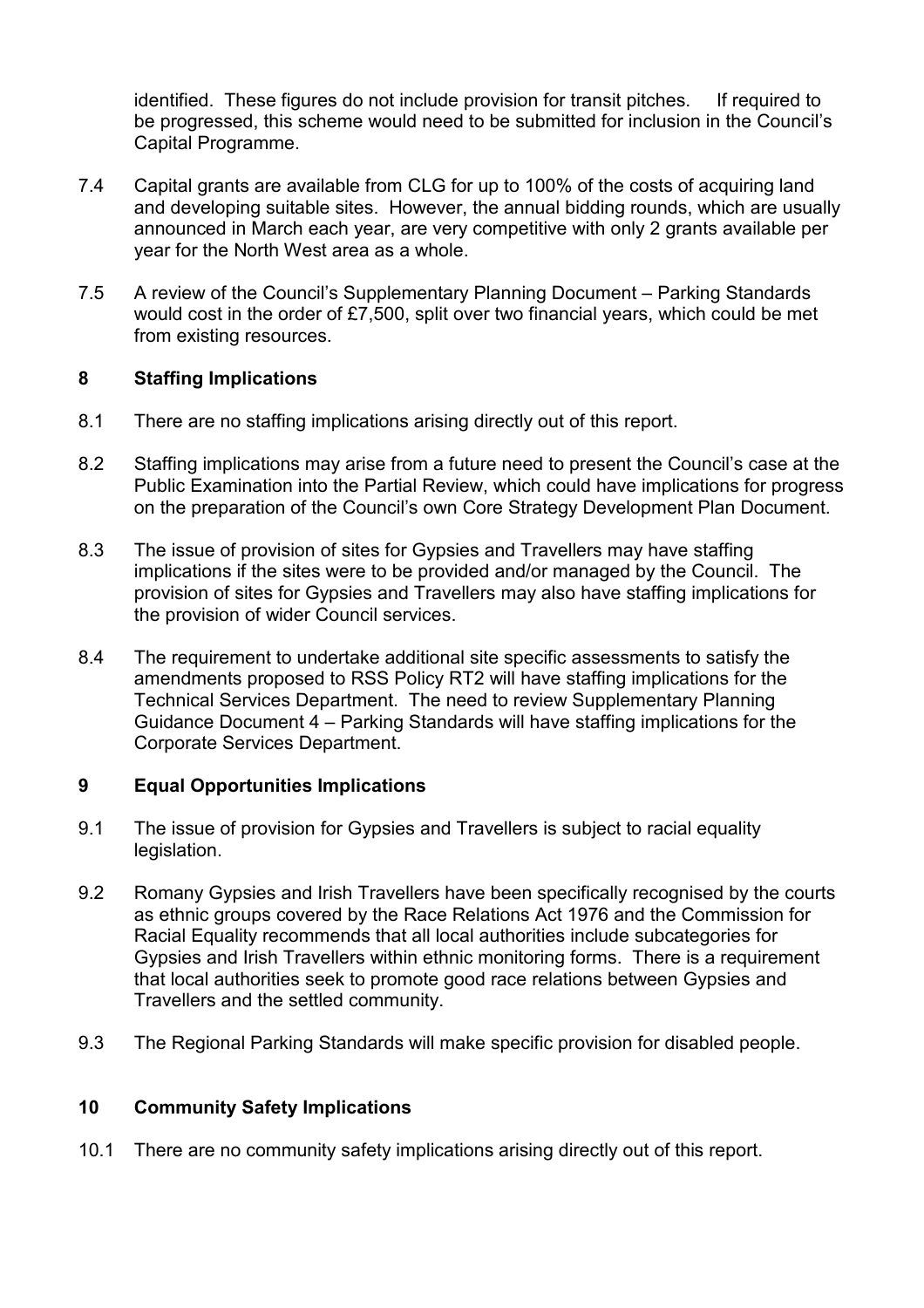identified. These figures do not include provision for transit pitches. If required to be progressed, this scheme would need to be submitted for inclusion in the Council's Capital Programme.

7.4 Capital grants are available from CLG for up to 100% of the costs of acquiring land and developing suitable sites. However, the annual bidding rounds, which are usually announced in March each year, are very competitive with only 2 grants available per year for the North West area as a whole.

7.5 A review of the Council's Supplementary Planning Document – Parking Standards would cost in the order of £7,500, split over two financial years, which could be met from existing resources.

## 8 Staffing Implications

8.1 There are no staffing implications arising directly out of this report.

8.2 Staffing implications may arise from a future need to present the Council's case at the Public Examination into the Partial Review, which could have implications for progress on the preparation of the Council's own Core Strategy Development Plan Document.

8.3 The issue of provision of sites for Gypsies and Travellers may have staffing implications if the sites were to be provided and/or managed by the Council. The provision of sites for Gypsies and Travellers may also have staffing implications for the provision of wider Council services.

8.4 The requirement to undertake additional site specific assessments to satisfy the amendments proposed to RSS Policy RT2 will have staffing implications for the Technical Services Department. The need to review Supplementary Planning Guidance Document 4 – Parking Standards will have staffing implications for the Corporate Services Department.

## 9 Equal Opportunities Implications

9.1 The issue of provision for Gypsies and Travellers is subject to racial equality legislation.

9.2 Romany Gypsies and Irish Travellers have been specifically recognised by the courts as ethnic groups covered by the Race Relations Act 1976 and the Commission for Racial Equality recommends that all local authorities include subcategories for Gypsies and Irish Travellers within ethnic monitoring forms. There is a requirement that local authorities seek to promote good race relations between Gypsies and Travellers and the settled community.

9.3 The Regional Parking Standards will make specific provision for disabled people.

## 10 Community Safety Implications

10.1 There are no community safety implications arising directly out of this report.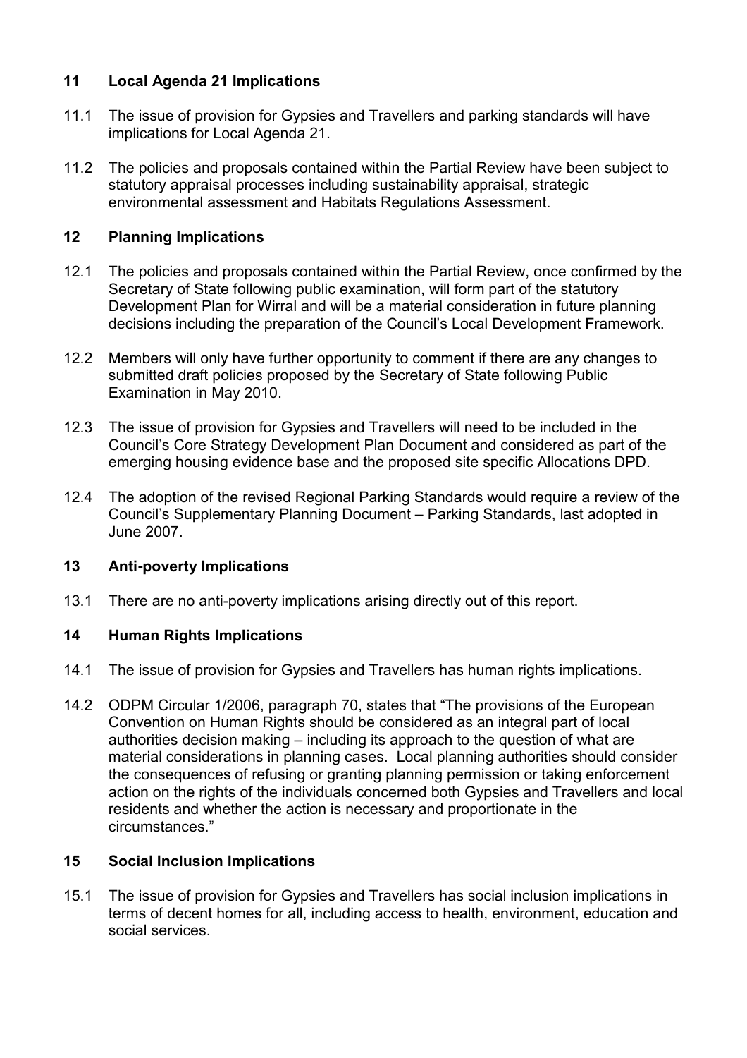## 11 Local Agenda 21 Implications

11.1 The issue of provision for Gypsies and Travellers and parking standards will have implications for Local Agenda 21.

11.2 The policies and proposals contained within the Partial Review have been subject to statutory appraisal processes including sustainability appraisal, strategic environmental assessment and Habitats Regulations Assessment.

## 12 Planning Implications

12.1 The policies and proposals contained within the Partial Review, once confirmed by the Secretary of State following public examination, will form part of the statutory Development Plan for Wirral and will be a material consideration in future planning decisions including the preparation of the Council's Local Development Framework.

12.2 Members will only have further opportunity to comment if there are any changes to submitted draft policies proposed by the Secretary of State following Public Examination in May 2010.

12.3 The issue of provision for Gypsies and Travellers will need to be included in the Council's Core Strategy Development Plan Document and considered as part of the emerging housing evidence base and the proposed site specific Allocations DPD.

12.4 The adoption of the revised Regional Parking Standards would require a review of the Council's Supplementary Planning Document – Parking Standards, last adopted in June 2007.

## 13 Anti-poverty Implications

13.1 There are no anti-poverty implications arising directly out of this report.

## 14 Human Rights Implications

14.1 The issue of provision for Gypsies and Travellers has human rights implications.

14.2 ODPM Circular 1/2006, paragraph 70, states that "The provisions of the European Convention on Human Rights should be considered as an integral part of local authorities decision making – including its approach to the question of what are material considerations in planning cases. Local planning authorities should consider the consequences of refusing or granting planning permission or taking enforcement action on the rights of the individuals concerned both Gypsies and Travellers and local residents and whether the action is necessary and proportionate in the circumstances."

## 15 Social Inclusion Implications

15.1 The issue of provision for Gypsies and Travellers has social inclusion implications in terms of decent homes for all, including access to health, environment, education and social services.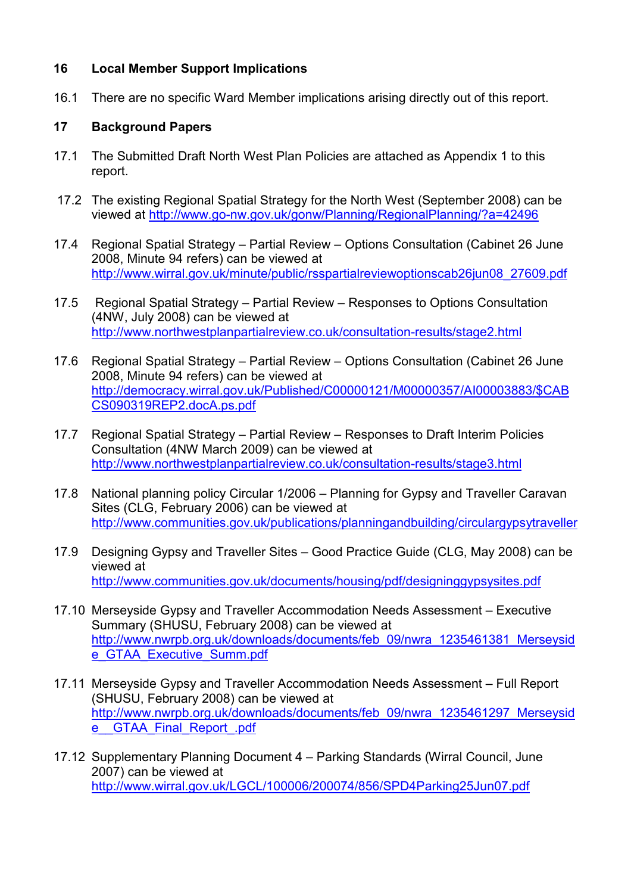## 16 Local Member Support Implications

16.1 There are no specific Ward Member implications arising directly out of this report.

## 17 Background Papers

17.1 The Submitted Draft North West Plan Policies are attached as Appendix 1 to this report.

17.2 The existing Regional Spatial Strategy for the North West (September 2008) can be viewed at http://www.go-nw.gov.uk/gonw/Planning/RegionalPlanning/?a=42496

17.4 Regional Spatial Strategy – Partial Review – Options Consultation (Cabinet 26 June 2008, Minute 94 refers) can be viewed at http://www.wirral.gov.uk/minute/public/rsspartialreviewoptionscab26jun08_27609.pdf

17.5 Regional Spatial Strategy – Partial Review – Responses to Options Consultation (4NW, July 2008) can be viewed at http://www.northwestplanpartialreview.co.uk/consultation-results/stage2.html

17.6 Regional Spatial Strategy – Partial Review – Options Consultation (Cabinet 26 June 2008, Minute 94 refers) can be viewed at http://democracy.wirral.gov.uk/Published/C00000121/M00000357/AI00003883/$CABCS090319REP2.docA.ps.pdf

17.7 Regional Spatial Strategy – Partial Review – Responses to Draft Interim Policies Consultation (4NW March 2009) can be viewed at http://www.northwestplanpartialreview.co.uk/consultation-results/stage3.html

17.8 National planning policy Circular 1/2006 – Planning for Gypsy and Traveller Caravan Sites (CLG, February 2006) can be viewed at http://www.communities.gov.uk/publications/planningandbuilding/circulargypsytraveller

17.9 Designing Gypsy and Traveller Sites – Good Practice Guide (CLG, May 2008) can be viewed at http://www.communities.gov.uk/documents/housing/pdf/designinggypsysites.pdf

17.10 Merseyside Gypsy and Traveller Accommodation Needs Assessment – Executive Summary (SHUSU, February 2008) can be viewed at http://www.nwrpb.org.uk/downloads/documents/feb_09/nwra_1235461381_Merseyside_GTAA_Executive_Summ.pdf

17.11 Merseyside Gypsy and Traveller Accommodation Needs Assessment – Full Report (SHUSU, February 2008) can be viewed at http://www.nwrpb.org.uk/downloads/documents/feb_09/nwra_1235461297_Merseyside__GTAA_Final_Report_.pdf

17.12 Supplementary Planning Document 4 – Parking Standards (Wirral Council, June 2007) can be viewed at http://www.wirral.gov.uk/LGCL/100006/200074/856/SPD4Parking25Jun07.pdf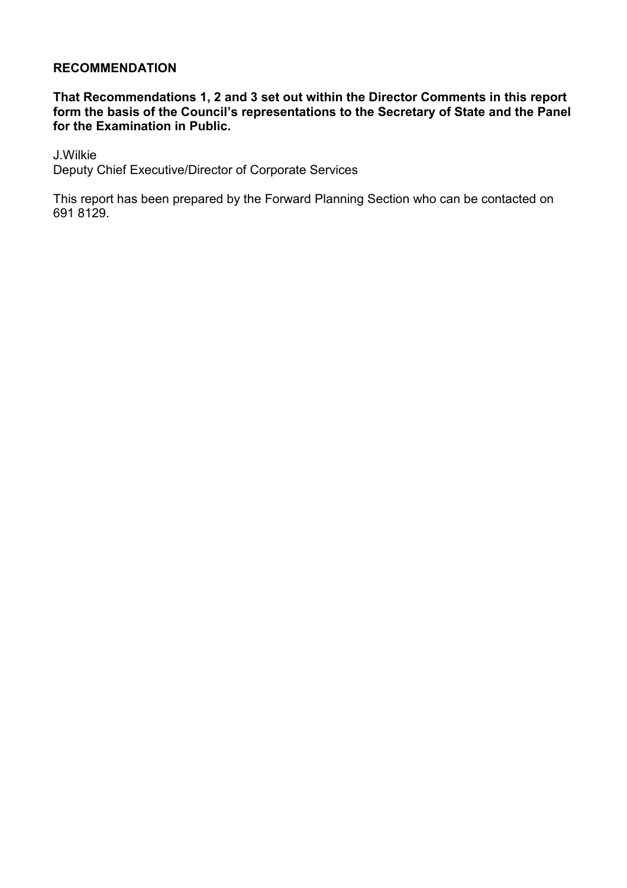## RECOMMENDATION

**That Recommendations 1, 2 and 3 set out within the Director Comments in this report form the basis of the Council's representations to the Secretary of State and the Panel for the Examination in Public.**

J.Wilkie
Deputy Chief Executive/Director of Corporate Services

This report has been prepared by the Forward Planning Section who can be contacted on 691 8129.